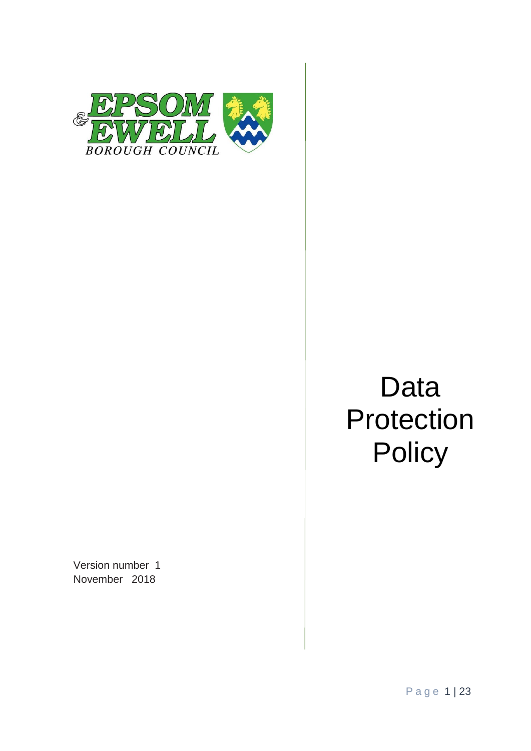EPSOM & EWELL BOROUGH COUNCIL

# Data Protection Policy

Version number 1
November 2018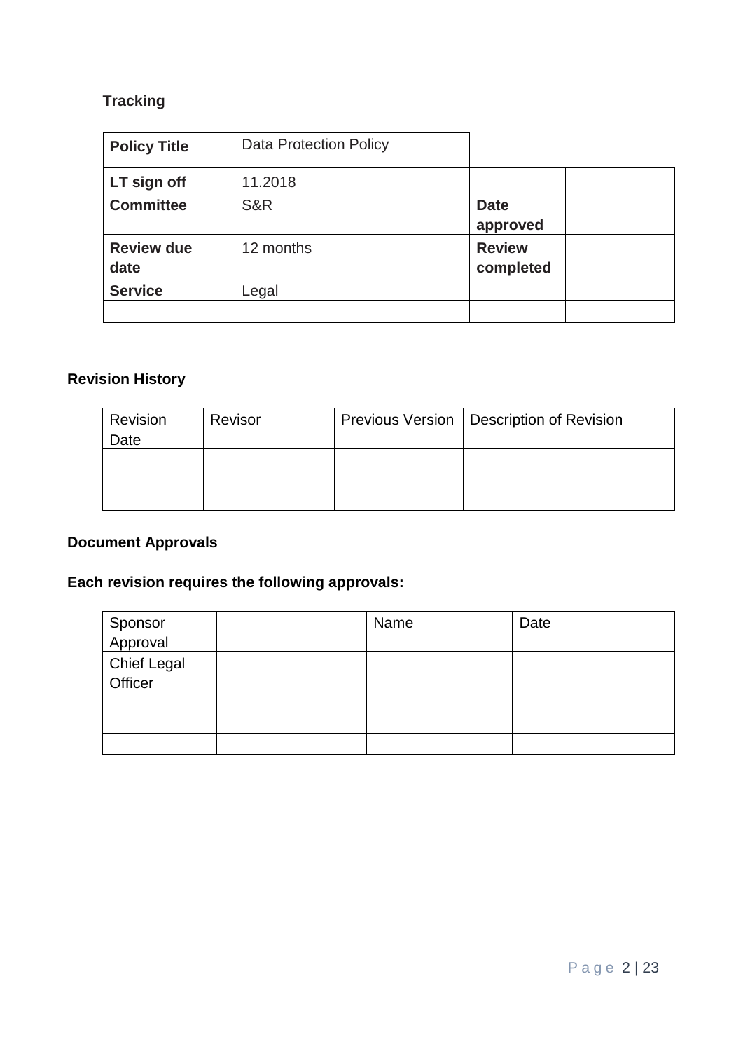**Tracking**

| Policy Title | Data Protection Policy | | |
|---|---|---|---|
| **LT sign off** | 11.2018 | | |
| **Committee** | S&R | **Date approved** | |
| **Review due date** | 12 months | **Review completed** | |
| **Service** | Legal | | |
| | | | |

**Revision History**

| Revision Date | Revisor | Previous Version | Description of Revision |
|---|---|---|---|
| | | | |
| | | | |
| | | | |

**Document Approvals**

**Each revision requires the following approvals:**

| Sponsor Approval | | Name | Date |
|---|---|---|---|
| Chief Legal Officer | | | |
| | | | |
| | | | |
| | | | |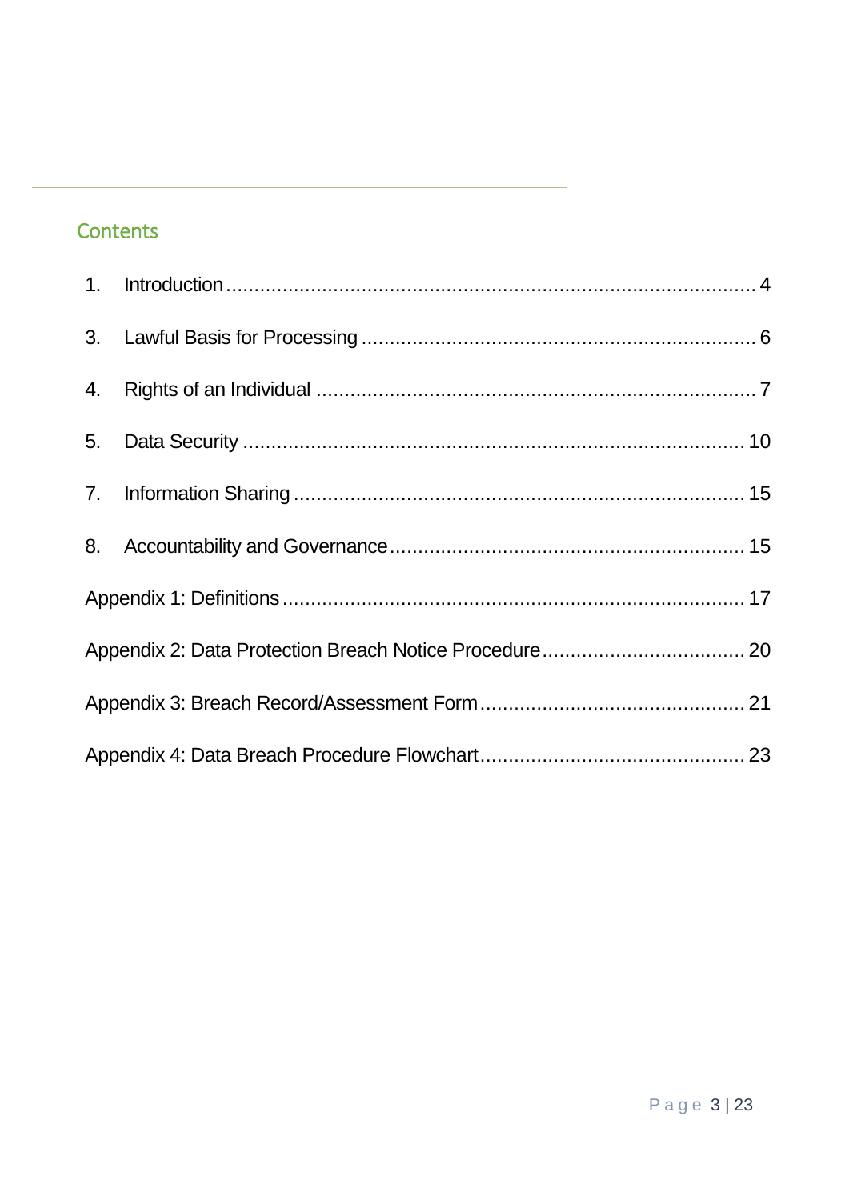## Contents

1. Introduction .......... 4

3. Lawful Basis for Processing .......... 6

4. Rights of an Individual .......... 7

5. Data Security .......... 10

7. Information Sharing .......... 15

8. Accountability and Governance .......... 15

Appendix 1: Definitions .......... 17

Appendix 2: Data Protection Breach Notice Procedure .......... 20

Appendix 3: Breach Record/Assessment Form .......... 21

Appendix 4: Data Breach Procedure Flowchart .......... 23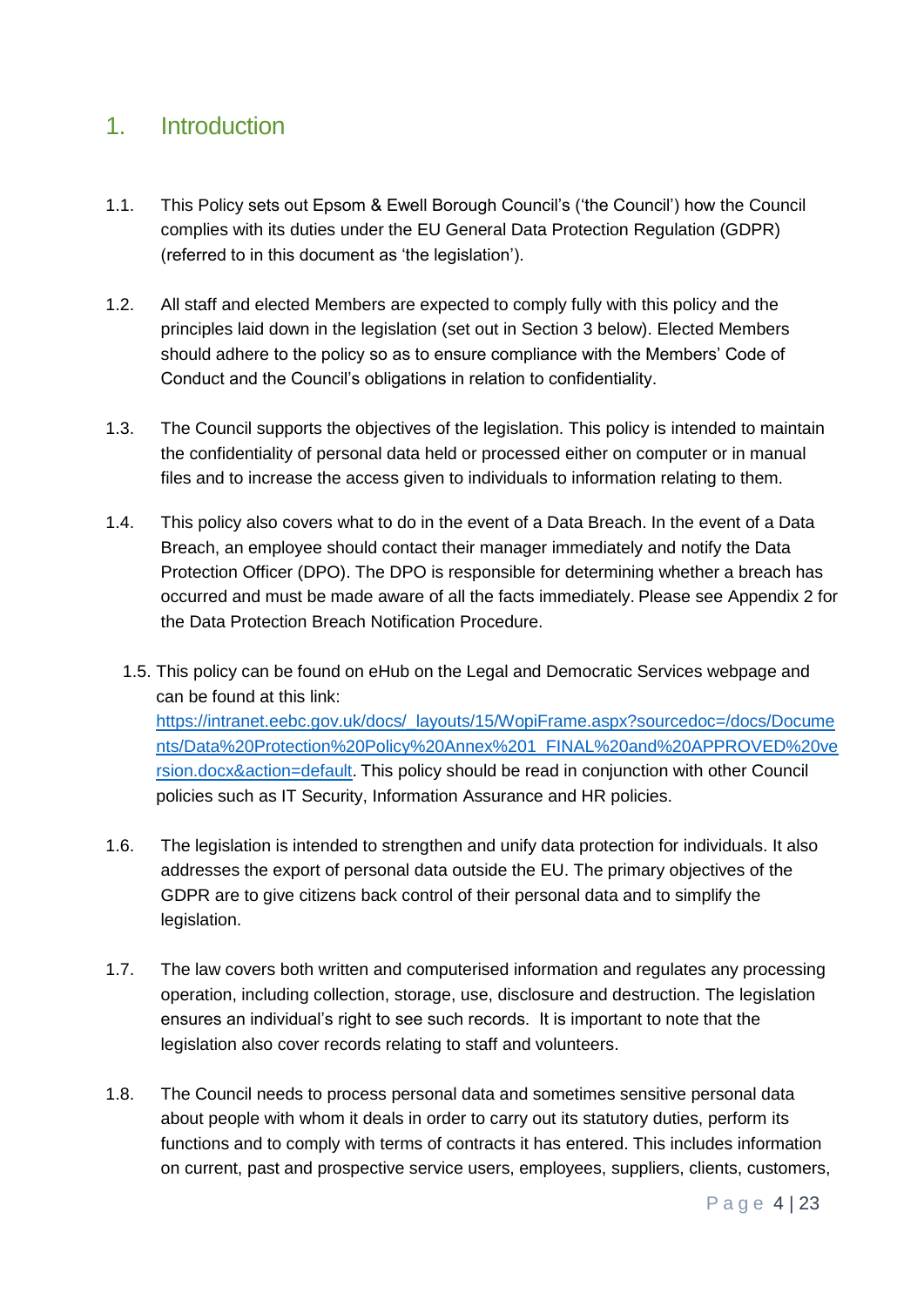# 1. Introduction

1.1. This Policy sets out Epsom & Ewell Borough Council's ('the Council') how the Council complies with its duties under the EU General Data Protection Regulation (GDPR) (referred to in this document as 'the legislation').

1.2. All staff and elected Members are expected to comply fully with this policy and the principles laid down in the legislation (set out in Section 3 below). Elected Members should adhere to the policy so as to ensure compliance with the Members' Code of Conduct and the Council's obligations in relation to confidentiality.

1.3. The Council supports the objectives of the legislation. This policy is intended to maintain the confidentiality of personal data held or processed either on computer or in manual files and to increase the access given to individuals to information relating to them.

1.4. This policy also covers what to do in the event of a Data Breach. In the event of a Data Breach, an employee should contact their manager immediately and notify the Data Protection Officer (DPO). The DPO is responsible for determining whether a breach has occurred and must be made aware of all the facts immediately. Please see Appendix 2 for the Data Protection Breach Notification Procedure.

1.5. This policy can be found on eHub on the Legal and Democratic Services webpage and can be found at this link: [https://intranet.eebc.gov.uk/docs/_layouts/15/WopiFrame.aspx?sourcedoc=/docs/Documents/Data%20Protection%20Policy%20Annex%201_FINAL%20and%20APPROVED%20version.docx&action=default](https://intranet.eebc.gov.uk/docs/_layouts/15/WopiFrame.aspx?sourcedoc=/docs/Documents/Data%20Protection%20Policy%20Annex%201_FINAL%20and%20APPROVED%20version.docx&action=default). This policy should be read in conjunction with other Council policies such as IT Security, Information Assurance and HR policies.

1.6. The legislation is intended to strengthen and unify data protection for individuals. It also addresses the export of personal data outside the EU. The primary objectives of the GDPR are to give citizens back control of their personal data and to simplify the legislation.

1.7. The law covers both written and computerised information and regulates any processing operation, including collection, storage, use, disclosure and destruction. The legislation ensures an individual's right to see such records. It is important to note that the legislation also cover records relating to staff and volunteers.

1.8. The Council needs to process personal data and sometimes sensitive personal data about people with whom it deals in order to carry out its statutory duties, perform its functions and to comply with terms of contracts it has entered. This includes information on current, past and prospective service users, employees, suppliers, clients, customers,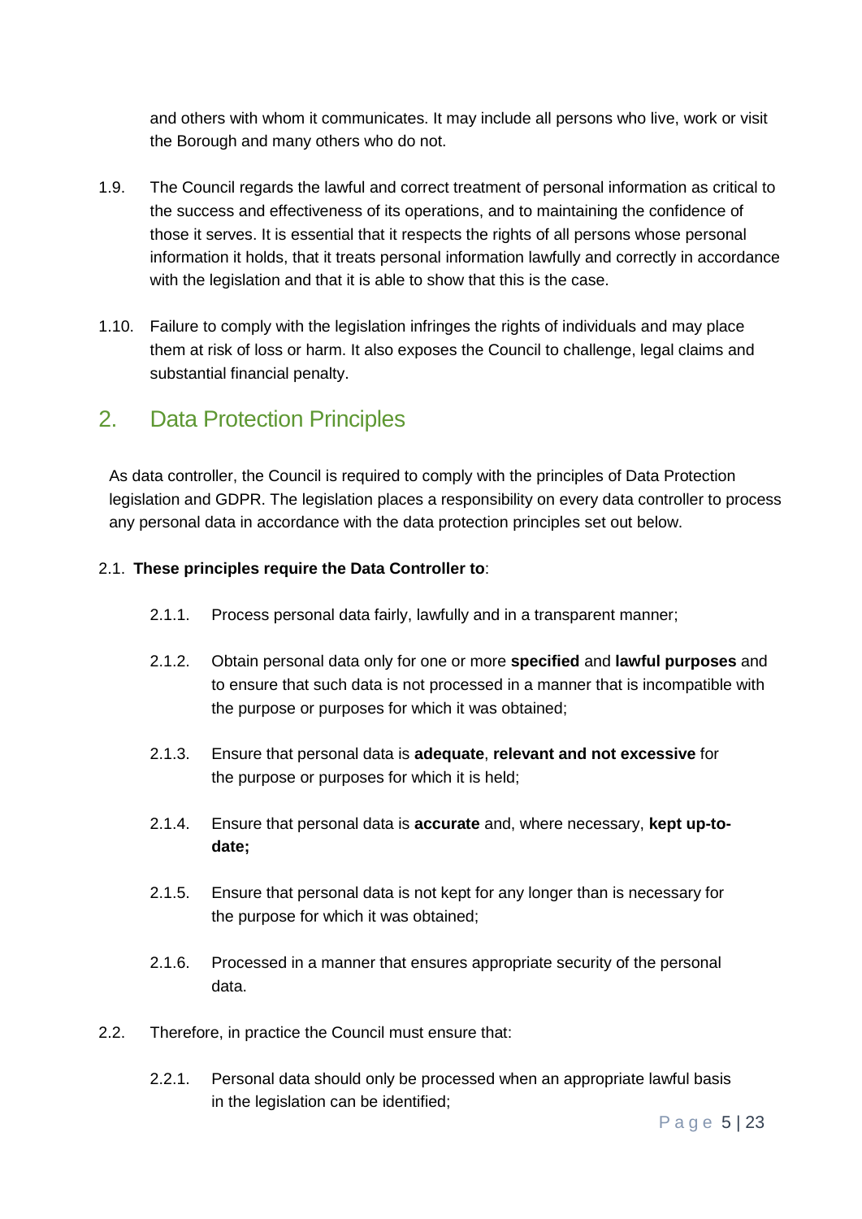and others with whom it communicates. It may include all persons who live, work or visit the Borough and many others who do not.

1.9. The Council regards the lawful and correct treatment of personal information as critical to the success and effectiveness of its operations, and to maintaining the confidence of those it serves. It is essential that it respects the rights of all persons whose personal information it holds, that it treats personal information lawfully and correctly in accordance with the legislation and that it is able to show that this is the case.

1.10. Failure to comply with the legislation infringes the rights of individuals and may place them at risk of loss or harm. It also exposes the Council to challenge, legal claims and substantial financial penalty.

## 2. Data Protection Principles

As data controller, the Council is required to comply with the principles of Data Protection legislation and GDPR. The legislation places a responsibility on every data controller to process any personal data in accordance with the data protection principles set out below.

2.1. **These principles require the Data Controller to**:

- 2.1.1. Process personal data fairly, lawfully and in a transparent manner;
- 2.1.2. Obtain personal data only for one or more **specified** and **lawful purposes** and to ensure that such data is not processed in a manner that is incompatible with the purpose or purposes for which it was obtained;
- 2.1.3. Ensure that personal data is **adequate**, **relevant and not excessive** for the purpose or purposes for which it is held;
- 2.1.4. Ensure that personal data is **accurate** and, where necessary, **kept up-to-date;**
- 2.1.5. Ensure that personal data is not kept for any longer than is necessary for the purpose for which it was obtained;
- 2.1.6. Processed in a manner that ensures appropriate security of the personal data.

2.2. Therefore, in practice the Council must ensure that:

- 2.2.1. Personal data should only be processed when an appropriate lawful basis in the legislation can be identified;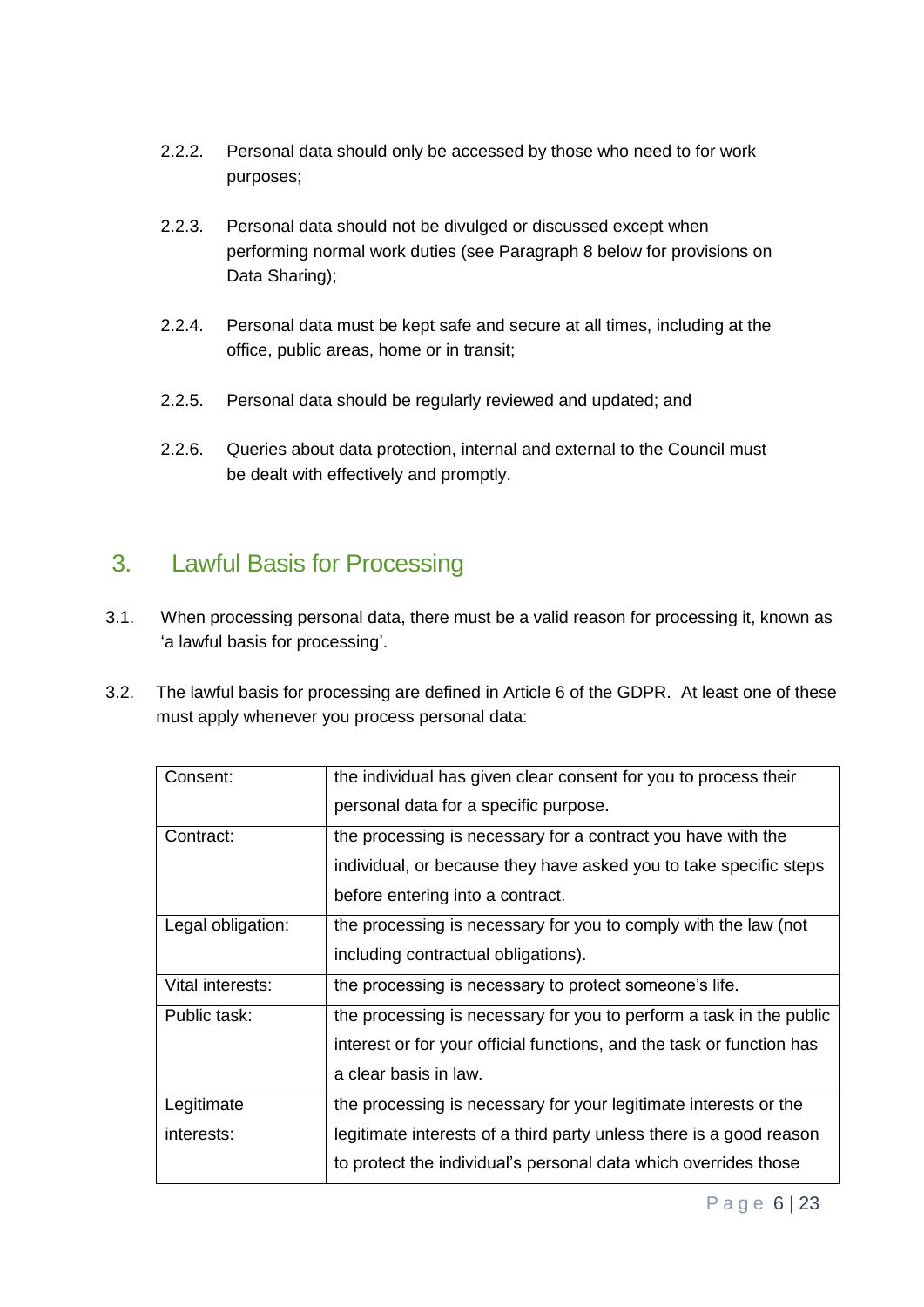2.2.2. Personal data should only be accessed by those who need to for work purposes;

2.2.3. Personal data should not be divulged or discussed except when performing normal work duties (see Paragraph 8 below for provisions on Data Sharing);

2.2.4. Personal data must be kept safe and secure at all times, including at the office, public areas, home or in transit;

2.2.5. Personal data should be regularly reviewed and updated; and

2.2.6. Queries about data protection, internal and external to the Council must be dealt with effectively and promptly.

## 3. Lawful Basis for Processing

3.1. When processing personal data, there must be a valid reason for processing it, known as 'a lawful basis for processing'.

3.2. The lawful basis for processing are defined in Article 6 of the GDPR. At least one of these must apply whenever you process personal data:

| Consent: | the individual has given clear consent for you to process their personal data for a specific purpose. |
|---|---|
| Contract: | the processing is necessary for a contract you have with the individual, or because they have asked you to take specific steps before entering into a contract. |
| Legal obligation: | the processing is necessary for you to comply with the law (not including contractual obligations). |
| Vital interests: | the processing is necessary to protect someone's life. |
| Public task: | the processing is necessary for you to perform a task in the public interest or for your official functions, and the task or function has a clear basis in law. |
| Legitimate interests: | the processing is necessary for your legitimate interests or the legitimate interests of a third party unless there is a good reason to protect the individual's personal data which overrides those |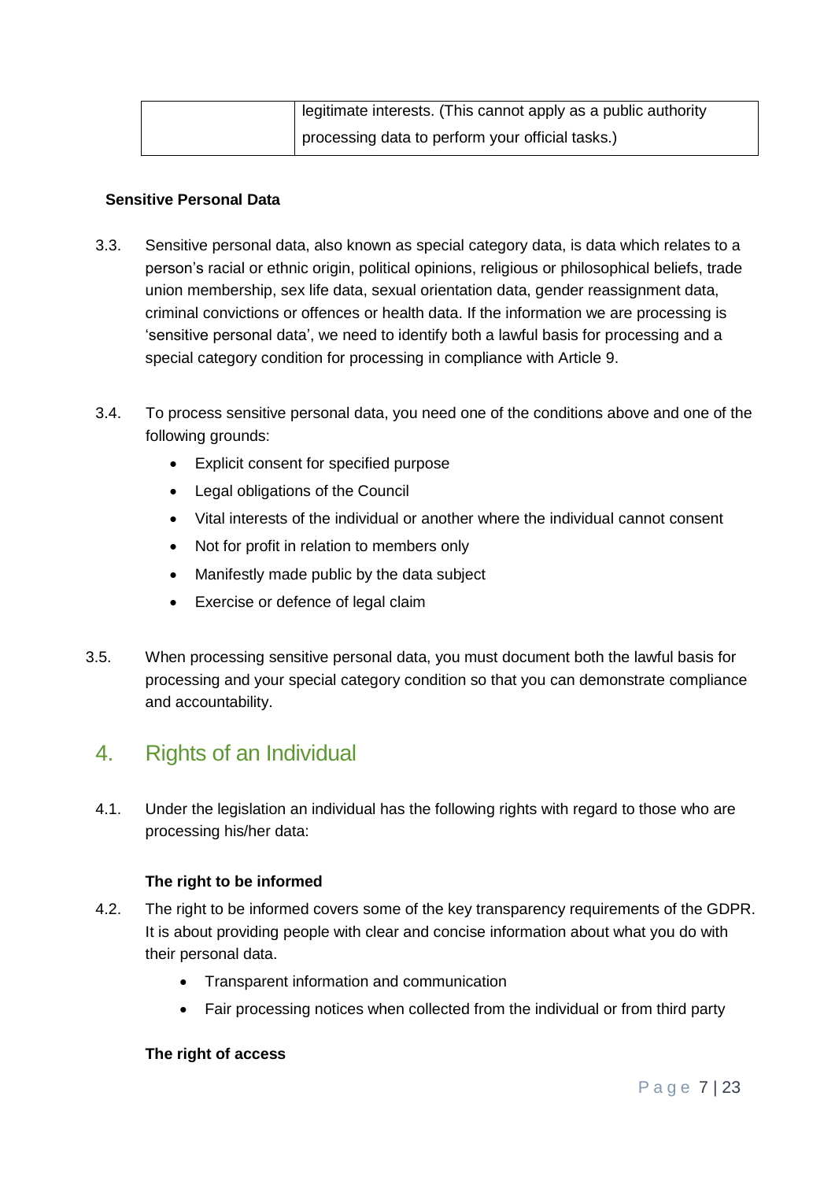| | legitimate interests. (This cannot apply as a public authority processing data to perform your official tasks.) |
|---|---|

**Sensitive Personal Data**

3.3. Sensitive personal data, also known as special category data, is data which relates to a person's racial or ethnic origin, political opinions, religious or philosophical beliefs, trade union membership, sex life data, sexual orientation data, gender reassignment data, criminal convictions or offences or health data. If the information we are processing is 'sensitive personal data', we need to identify both a lawful basis for processing and a special category condition for processing in compliance with Article 9.

3.4. To process sensitive personal data, you need one of the conditions above and one of the following grounds:

- Explicit consent for specified purpose
- Legal obligations of the Council
- Vital interests of the individual or another where the individual cannot consent
- Not for profit in relation to members only
- Manifestly made public by the data subject
- Exercise or defence of legal claim

3.5. When processing sensitive personal data, you must document both the lawful basis for processing and your special category condition so that you can demonstrate compliance and accountability.

## 4. Rights of an Individual

4.1. Under the legislation an individual has the following rights with regard to those who are processing his/her data:

**The right to be informed**

4.2. The right to be informed covers some of the key transparency requirements of the GDPR. It is about providing people with clear and concise information about what you do with their personal data.

- Transparent information and communication
- Fair processing notices when collected from the individual or from third party

**The right of access**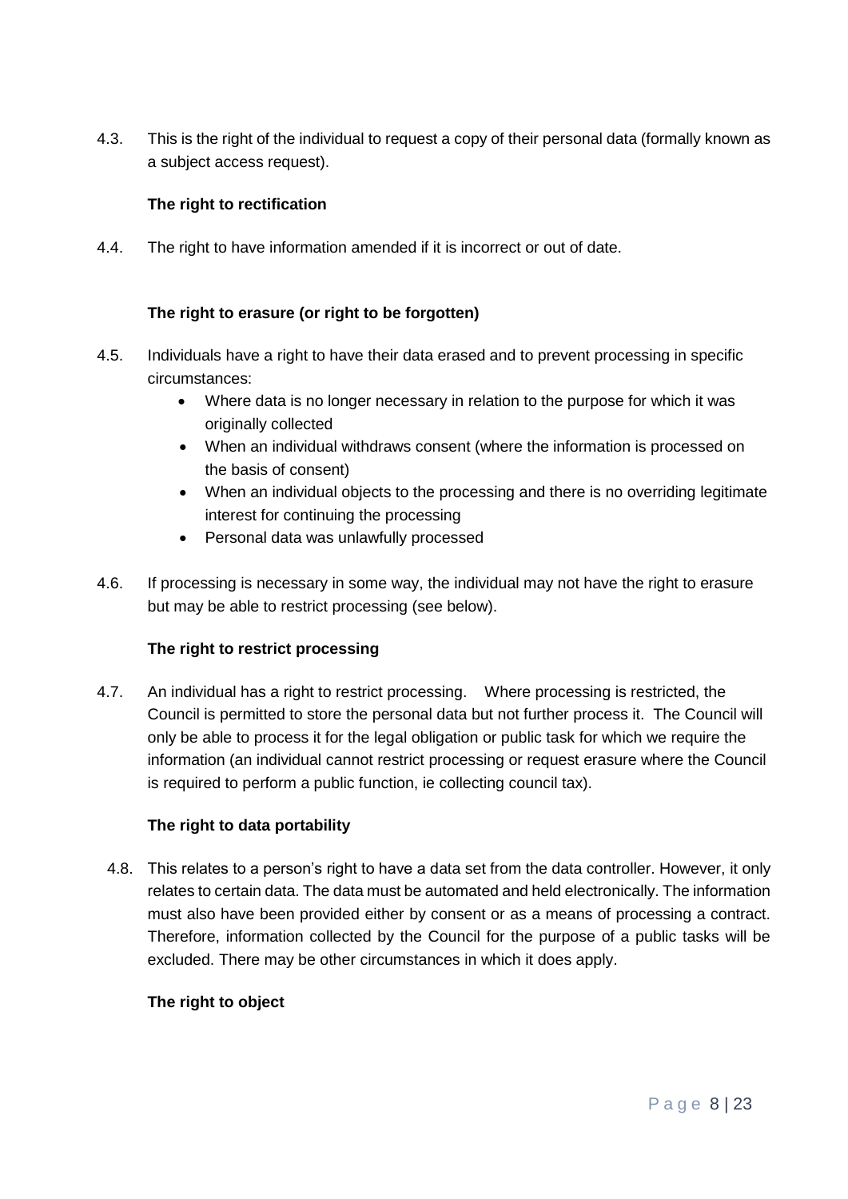4.3. This is the right of the individual to request a copy of their personal data (formally known as a subject access request).

**The right to rectification**

4.4. The right to have information amended if it is incorrect or out of date.

**The right to erasure (or right to be forgotten)**

4.5. Individuals have a right to have their data erased and to prevent processing in specific circumstances:

- Where data is no longer necessary in relation to the purpose for which it was originally collected
- When an individual withdraws consent (where the information is processed on the basis of consent)
- When an individual objects to the processing and there is no overriding legitimate interest for continuing the processing
- Personal data was unlawfully processed

4.6. If processing is necessary in some way, the individual may not have the right to erasure but may be able to restrict processing (see below).

**The right to restrict processing**

4.7. An individual has a right to restrict processing. Where processing is restricted, the Council is permitted to store the personal data but not further process it. The Council will only be able to process it for the legal obligation or public task for which we require the information (an individual cannot restrict processing or request erasure where the Council is required to perform a public function, ie collecting council tax).

**The right to data portability**

4.8. This relates to a person's right to have a data set from the data controller. However, it only relates to certain data. The data must be automated and held electronically. The information must also have been provided either by consent or as a means of processing a contract. Therefore, information collected by the Council for the purpose of a public tasks will be excluded. There may be other circumstances in which it does apply.

**The right to object**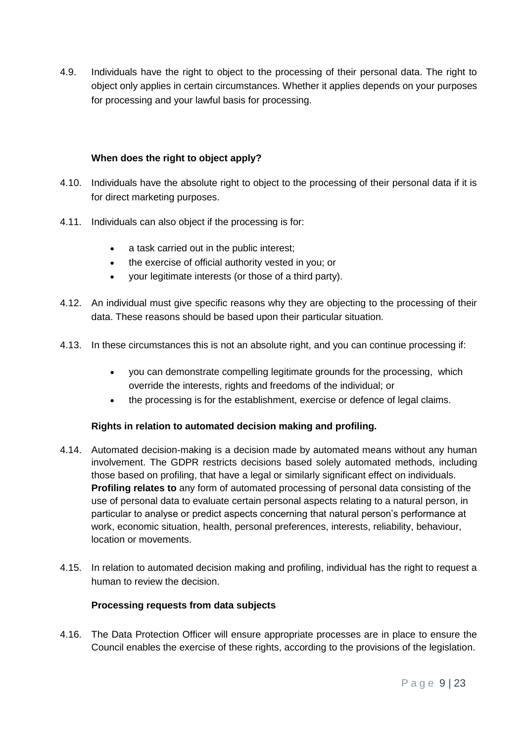4.9. Individuals have the right to object to the processing of their personal data. The right to object only applies in certain circumstances. Whether it applies depends on your purposes for processing and your lawful basis for processing.

**When does the right to object apply?**

4.10. Individuals have the absolute right to object to the processing of their personal data if it is for direct marketing purposes.

4.11. Individuals can also object if the processing is for:

- a task carried out in the public interest;
- the exercise of official authority vested in you; or
- your legitimate interests (or those of a third party).

4.12. An individual must give specific reasons why they are objecting to the processing of their data. These reasons should be based upon their particular situation.

4.13. In these circumstances this is not an absolute right, and you can continue processing if:

- you can demonstrate compelling legitimate grounds for the processing, which override the interests, rights and freedoms of the individual; or
- the processing is for the establishment, exercise or defence of legal claims.

**Rights in relation to automated decision making and profiling.**

4.14. Automated decision-making is a decision made by automated means without any human involvement. The GDPR restricts decisions based solely automated methods, including those based on profiling, that have a legal or similarly significant effect on individuals. **Profiling relates to** any form of automated processing of personal data consisting of the use of personal data to evaluate certain personal aspects relating to a natural person, in particular to analyse or predict aspects concerning that natural person's performance at work, economic situation, health, personal preferences, interests, reliability, behaviour, location or movements.

4.15. In relation to automated decision making and profiling, individual has the right to request a human to review the decision.

**Processing requests from data subjects**

4.16. The Data Protection Officer will ensure appropriate processes are in place to ensure the Council enables the exercise of these rights, according to the provisions of the legislation.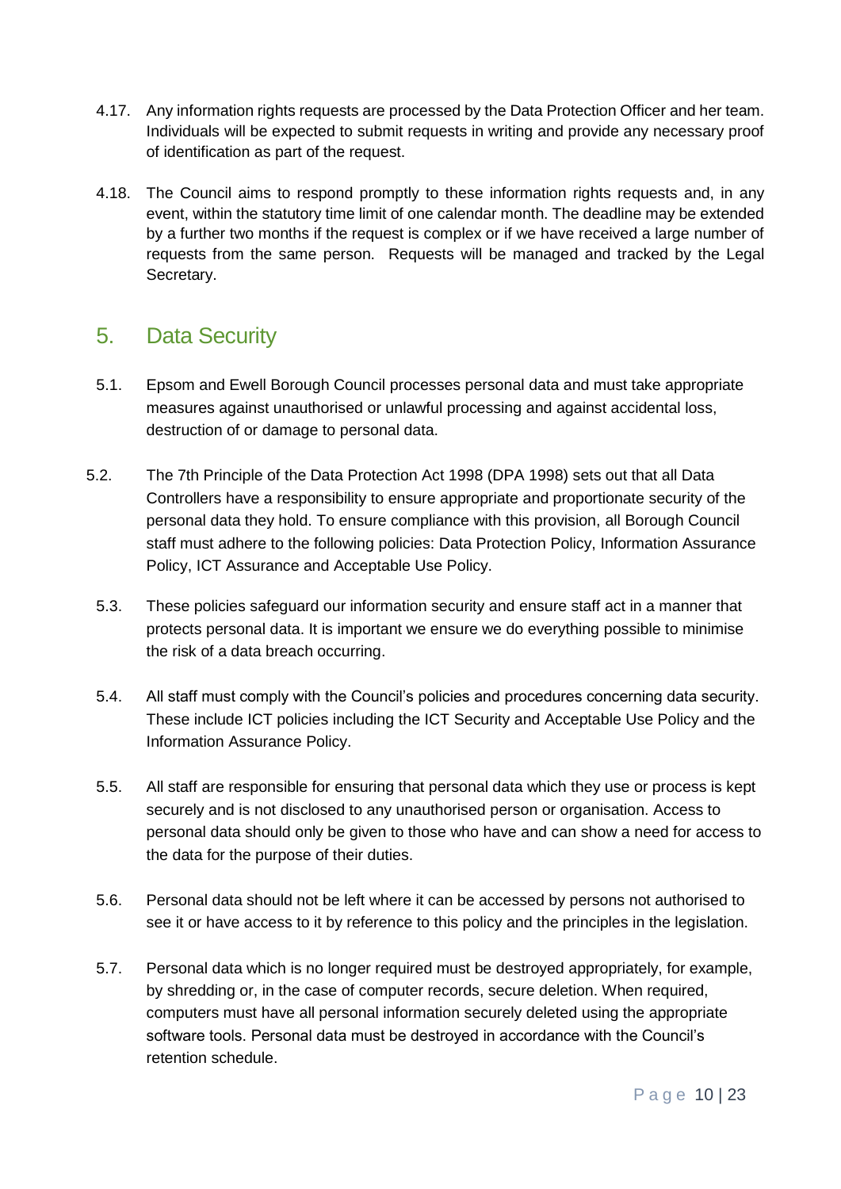4.17. Any information rights requests are processed by the Data Protection Officer and her team. Individuals will be expected to submit requests in writing and provide any necessary proof of identification as part of the request.

4.18. The Council aims to respond promptly to these information rights requests and, in any event, within the statutory time limit of one calendar month. The deadline may be extended by a further two months if the request is complex or if we have received a large number of requests from the same person. Requests will be managed and tracked by the Legal Secretary.

## 5. Data Security

5.1. Epsom and Ewell Borough Council processes personal data and must take appropriate measures against unauthorised or unlawful processing and against accidental loss, destruction of or damage to personal data.

5.2. The 7th Principle of the Data Protection Act 1998 (DPA 1998) sets out that all Data Controllers have a responsibility to ensure appropriate and proportionate security of the personal data they hold. To ensure compliance with this provision, all Borough Council staff must adhere to the following policies: Data Protection Policy, Information Assurance Policy, ICT Assurance and Acceptable Use Policy.

5.3. These policies safeguard our information security and ensure staff act in a manner that protects personal data. It is important we ensure we do everything possible to minimise the risk of a data breach occurring.

5.4. All staff must comply with the Council's policies and procedures concerning data security. These include ICT policies including the ICT Security and Acceptable Use Policy and the Information Assurance Policy.

5.5. All staff are responsible for ensuring that personal data which they use or process is kept securely and is not disclosed to any unauthorised person or organisation. Access to personal data should only be given to those who have and can show a need for access to the data for the purpose of their duties.

5.6. Personal data should not be left where it can be accessed by persons not authorised to see it or have access to it by reference to this policy and the principles in the legislation.

5.7. Personal data which is no longer required must be destroyed appropriately, for example, by shredding or, in the case of computer records, secure deletion. When required, computers must have all personal information securely deleted using the appropriate software tools. Personal data must be destroyed in accordance with the Council's retention schedule.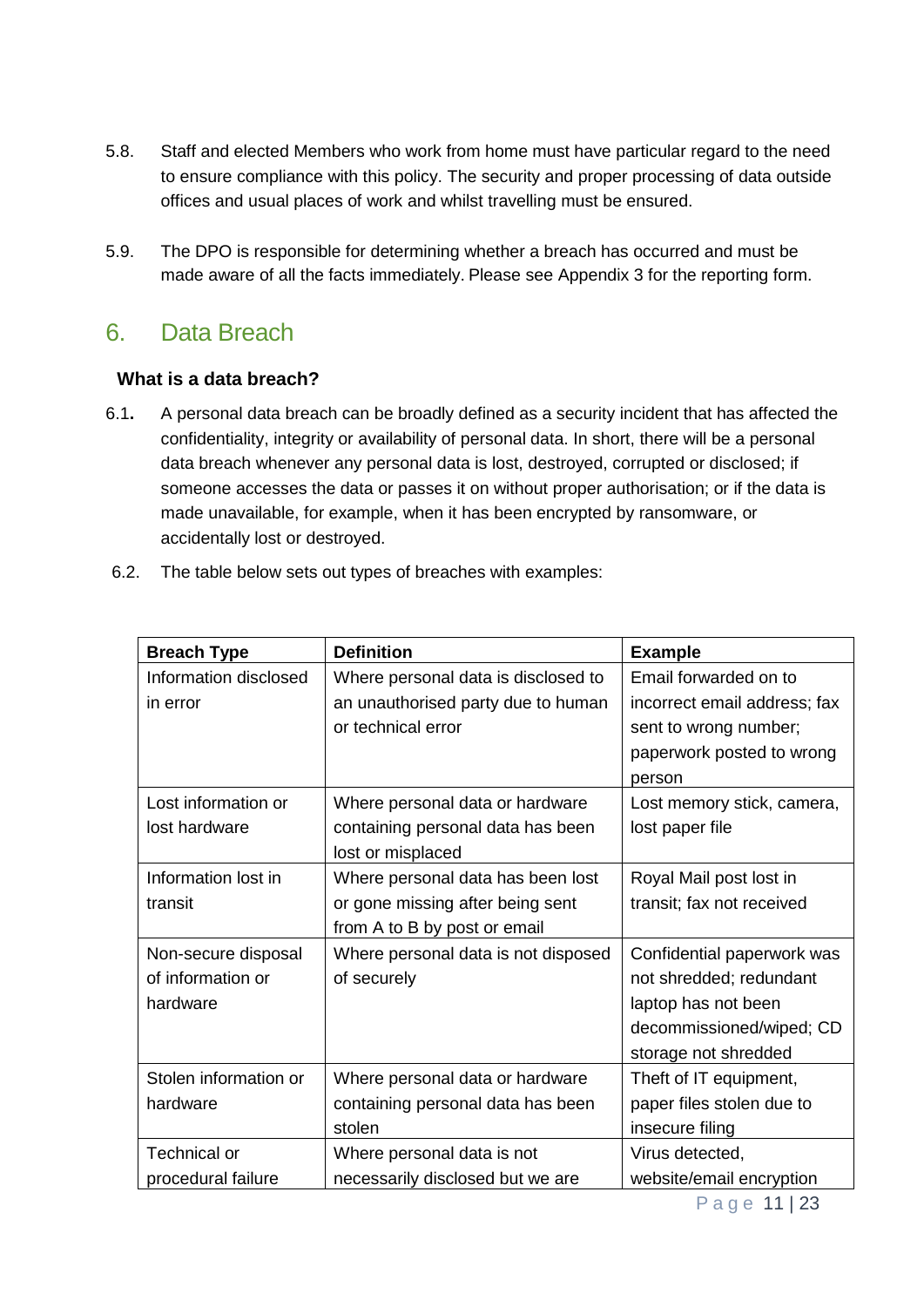5.8. Staff and elected Members who work from home must have particular regard to the need to ensure compliance with this policy. The security and proper processing of data outside offices and usual places of work and whilst travelling must be ensured.

5.9. The DPO is responsible for determining whether a breach has occurred and must be made aware of all the facts immediately. Please see Appendix 3 for the reporting form.

## 6. Data Breach

**What is a data breach?**

6.1. A personal data breach can be broadly defined as a security incident that has affected the confidentiality, integrity or availability of personal data. In short, there will be a personal data breach whenever any personal data is lost, destroyed, corrupted or disclosed; if someone accesses the data or passes it on without proper authorisation; or if the data is made unavailable, for example, when it has been encrypted by ransomware, or accidentally lost or destroyed.

6.2. The table below sets out types of breaches with examples:

| Breach Type | Definition | Example |
|---|---|---|
| Information disclosed in error | Where personal data is disclosed to an unauthorised party due to human or technical error | Email forwarded on to incorrect email address; fax sent to wrong number; paperwork posted to wrong person |
| Lost information or lost hardware | Where personal data or hardware containing personal data has been lost or misplaced | Lost memory stick, camera, lost paper file |
| Information lost in transit | Where personal data has been lost or gone missing after being sent from A to B by post or email | Royal Mail post lost in transit; fax not received |
| Non-secure disposal of information or hardware | Where personal data is not disposed of securely | Confidential paperwork was not shredded; redundant laptop has not been decommissioned/wiped; CD storage not shredded |
| Stolen information or hardware | Where personal data or hardware containing personal data has been stolen | Theft of IT equipment, paper files stolen due to insecure filing |
| Technical or procedural failure | Where personal data is not necessarily disclosed but we are | Virus detected, website/email encryption |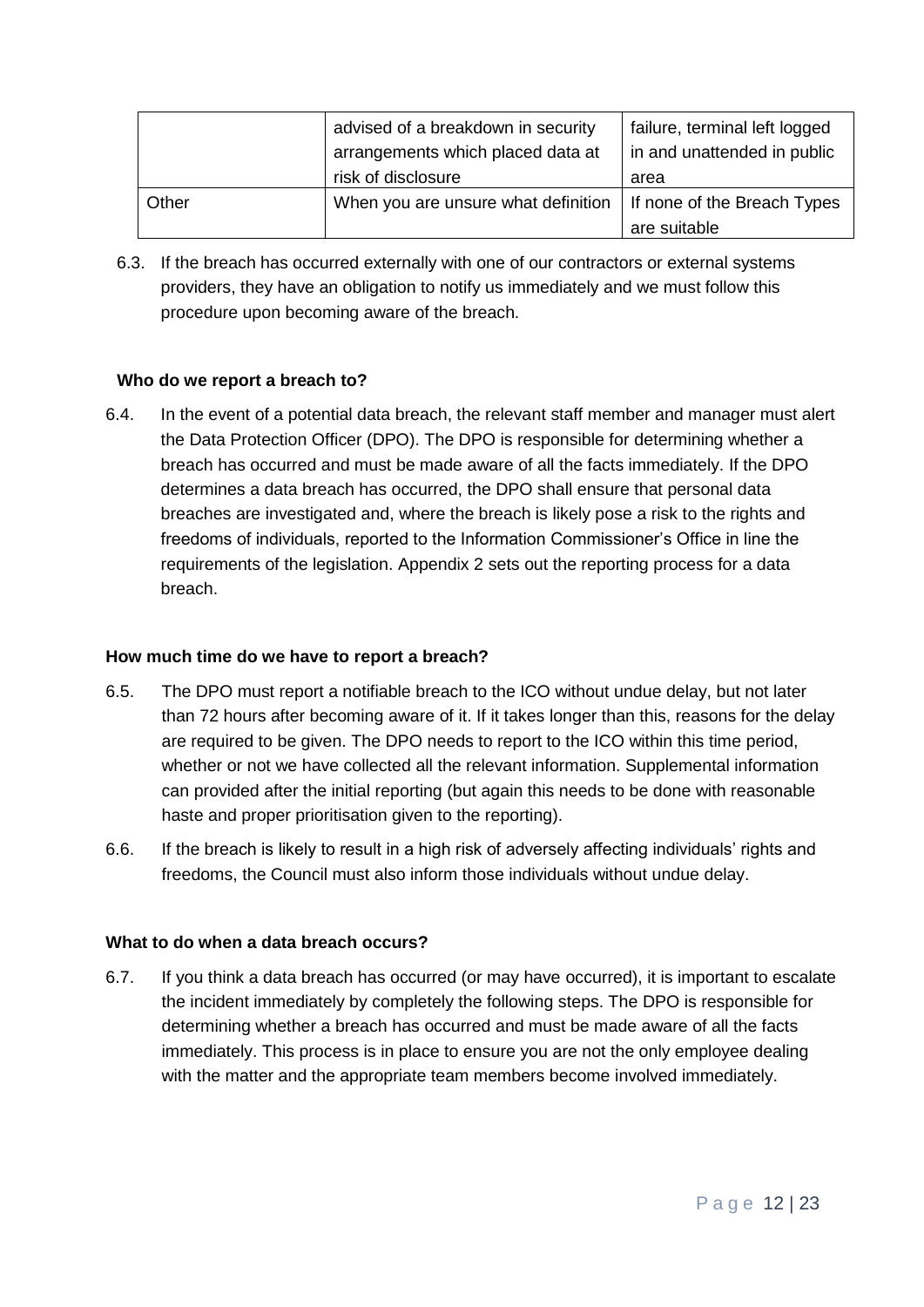|  | advised of a breakdown in security arrangements which placed data at risk of disclosure | failure, terminal left logged in and unattended in public area |
| --- | --- | --- |
| Other | When you are unsure what definition | If none of the Breach Types are suitable |

6.3. If the breach has occurred externally with one of our contractors or external systems providers, they have an obligation to notify us immediately and we must follow this procedure upon becoming aware of the breach.

**Who do we report a breach to?**

6.4. In the event of a potential data breach, the relevant staff member and manager must alert the Data Protection Officer (DPO). The DPO is responsible for determining whether a breach has occurred and must be made aware of all the facts immediately. If the DPO determines a data breach has occurred, the DPO shall ensure that personal data breaches are investigated and, where the breach is likely pose a risk to the rights and freedoms of individuals, reported to the Information Commissioner's Office in line the requirements of the legislation. Appendix 2 sets out the reporting process for a data breach.

**How much time do we have to report a breach?**

6.5. The DPO must report a notifiable breach to the ICO without undue delay, but not later than 72 hours after becoming aware of it. If it takes longer than this, reasons for the delay are required to be given. The DPO needs to report to the ICO within this time period, whether or not we have collected all the relevant information. Supplemental information can provided after the initial reporting (but again this needs to be done with reasonable haste and proper prioritisation given to the reporting).

6.6. If the breach is likely to result in a high risk of adversely affecting individuals' rights and freedoms, the Council must also inform those individuals without undue delay.

**What to do when a data breach occurs?**

6.7. If you think a data breach has occurred (or may have occurred), it is important to escalate the incident immediately by completely the following steps. The DPO is responsible for determining whether a breach has occurred and must be made aware of all the facts immediately. This process is in place to ensure you are not the only employee dealing with the matter and the appropriate team members become involved immediately.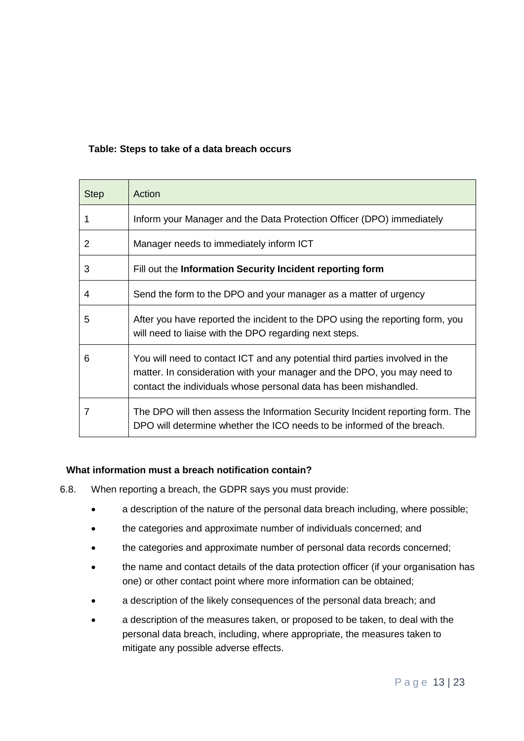**Table: Steps to take of a data breach occurs**

| Step | Action |
| --- | --- |
| 1 | Inform your Manager and the Data Protection Officer (DPO) immediately |
| 2 | Manager needs to immediately inform ICT |
| 3 | Fill out the **Information Security Incident reporting form** |
| 4 | Send the form to the DPO and your manager as a matter of urgency |
| 5 | After you have reported the incident to the DPO using the reporting form, you will need to liaise with the DPO regarding next steps. |
| 6 | You will need to contact ICT and any potential third parties involved in the matter. In consideration with your manager and the DPO, you may need to contact the individuals whose personal data has been mishandled. |
| 7 | The DPO will then assess the Information Security Incident reporting form. The DPO will determine whether the ICO needs to be informed of the breach. |

**What information must a breach notification contain?**

6.8. When reporting a breach, the GDPR says you must provide:

- a description of the nature of the personal data breach including, where possible;
- the categories and approximate number of individuals concerned; and
- the categories and approximate number of personal data records concerned;
- the name and contact details of the data protection officer (if your organisation has one) or other contact point where more information can be obtained;
- a description of the likely consequences of the personal data breach; and
- a description of the measures taken, or proposed to be taken, to deal with the personal data breach, including, where appropriate, the measures taken to mitigate any possible adverse effects.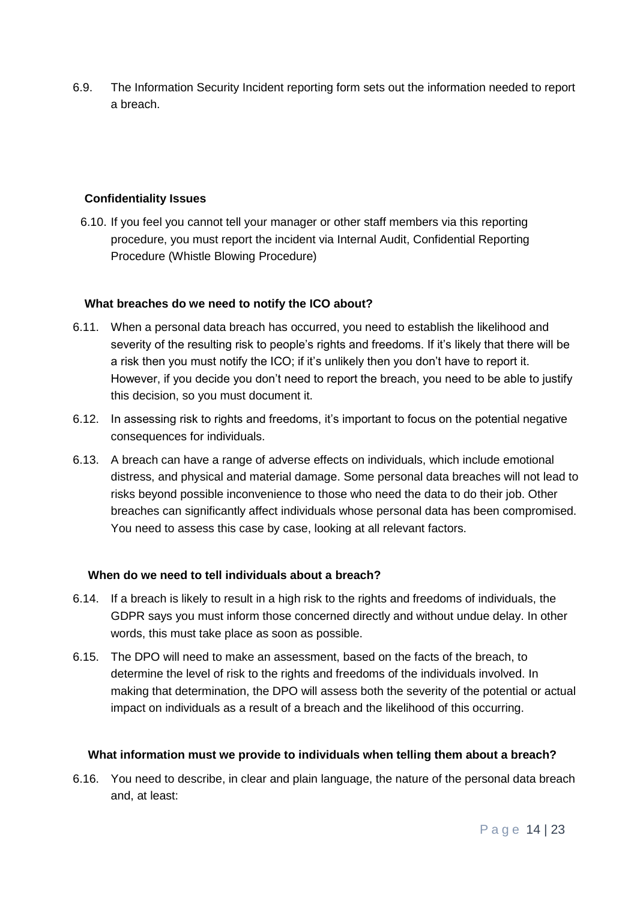6.9. The Information Security Incident reporting form sets out the information needed to report a breach.

**Confidentiality Issues**

6.10. If you feel you cannot tell your manager or other staff members via this reporting procedure, you must report the incident via Internal Audit, Confidential Reporting Procedure (Whistle Blowing Procedure)

**What breaches do we need to notify the ICO about?**

6.11. When a personal data breach has occurred, you need to establish the likelihood and severity of the resulting risk to people's rights and freedoms. If it's likely that there will be a risk then you must notify the ICO; if it's unlikely then you don't have to report it. However, if you decide you don't need to report the breach, you need to be able to justify this decision, so you must document it.

6.12. In assessing risk to rights and freedoms, it's important to focus on the potential negative consequences for individuals.

6.13. A breach can have a range of adverse effects on individuals, which include emotional distress, and physical and material damage. Some personal data breaches will not lead to risks beyond possible inconvenience to those who need the data to do their job. Other breaches can significantly affect individuals whose personal data has been compromised. You need to assess this case by case, looking at all relevant factors.

**When do we need to tell individuals about a breach?**

6.14. If a breach is likely to result in a high risk to the rights and freedoms of individuals, the GDPR says you must inform those concerned directly and without undue delay. In other words, this must take place as soon as possible.

6.15. The DPO will need to make an assessment, based on the facts of the breach, to determine the level of risk to the rights and freedoms of the individuals involved. In making that determination, the DPO will assess both the severity of the potential or actual impact on individuals as a result of a breach and the likelihood of this occurring.

**What information must we provide to individuals when telling them about a breach?**

6.16. You need to describe, in clear and plain language, the nature of the personal data breach and, at least: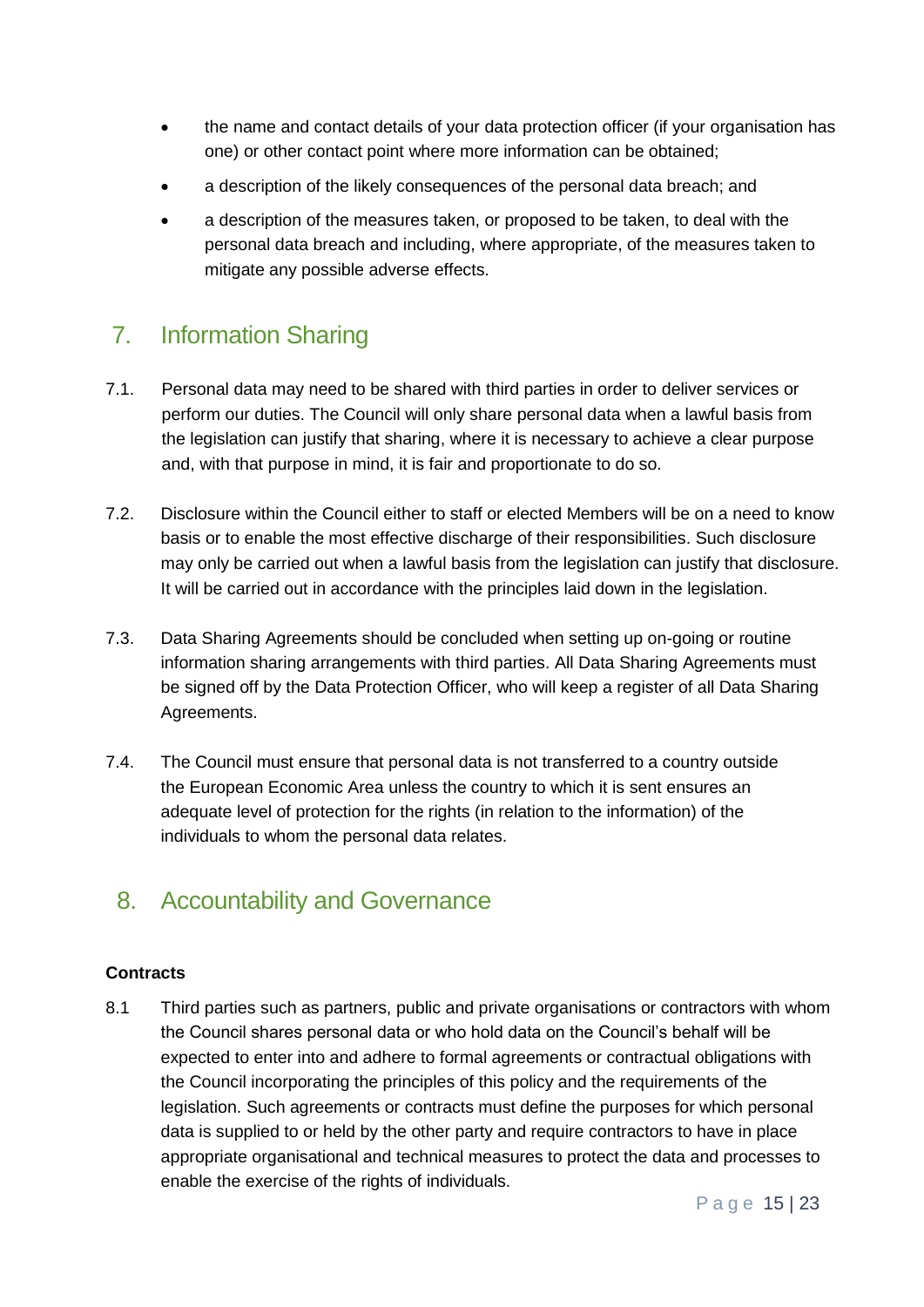- the name and contact details of your data protection officer (if your organisation has one) or other contact point where more information can be obtained;
- a description of the likely consequences of the personal data breach; and
- a description of the measures taken, or proposed to be taken, to deal with the personal data breach and including, where appropriate, of the measures taken to mitigate any possible adverse effects.

## 7. Information Sharing

7.1. Personal data may need to be shared with third parties in order to deliver services or perform our duties. The Council will only share personal data when a lawful basis from the legislation can justify that sharing, where it is necessary to achieve a clear purpose and, with that purpose in mind, it is fair and proportionate to do so.

7.2. Disclosure within the Council either to staff or elected Members will be on a need to know basis or to enable the most effective discharge of their responsibilities. Such disclosure may only be carried out when a lawful basis from the legislation can justify that disclosure. It will be carried out in accordance with the principles laid down in the legislation.

7.3. Data Sharing Agreements should be concluded when setting up on-going or routine information sharing arrangements with third parties. All Data Sharing Agreements must be signed off by the Data Protection Officer, who will keep a register of all Data Sharing Agreements.

7.4. The Council must ensure that personal data is not transferred to a country outside the European Economic Area unless the country to which it is sent ensures an adequate level of protection for the rights (in relation to the information) of the individuals to whom the personal data relates.

## 8. Accountability and Governance

**Contracts**

8.1 Third parties such as partners, public and private organisations or contractors with whom the Council shares personal data or who hold data on the Council's behalf will be expected to enter into and adhere to formal agreements or contractual obligations with the Council incorporating the principles of this policy and the requirements of the legislation. Such agreements or contracts must define the purposes for which personal data is supplied to or held by the other party and require contractors to have in place appropriate organisational and technical measures to protect the data and processes to enable the exercise of the rights of individuals.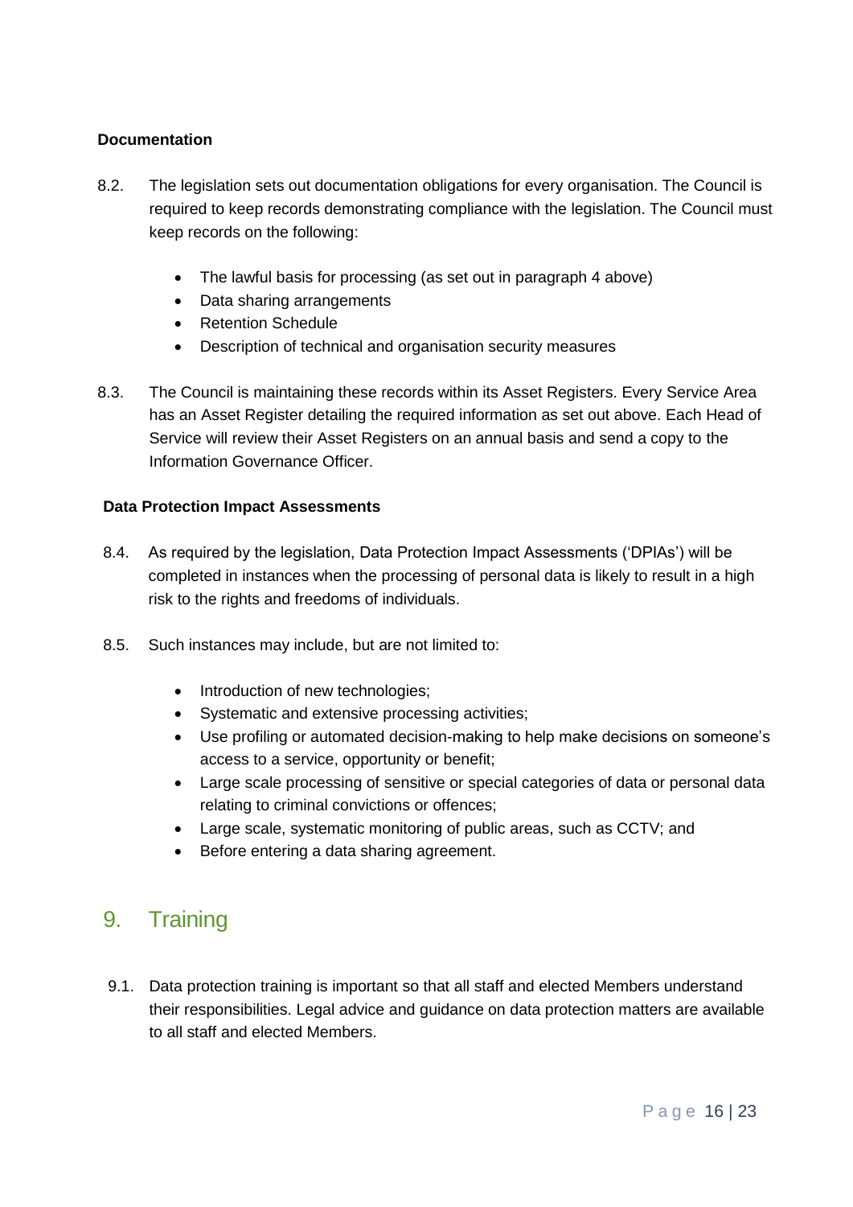### Documentation

8.2. The legislation sets out documentation obligations for every organisation. The Council is required to keep records demonstrating compliance with the legislation. The Council must keep records on the following:

- The lawful basis for processing (as set out in paragraph 4 above)
- Data sharing arrangements
- Retention Schedule
- Description of technical and organisation security measures

8.3. The Council is maintaining these records within its Asset Registers. Every Service Area has an Asset Register detailing the required information as set out above. Each Head of Service will review their Asset Registers on an annual basis and send a copy to the Information Governance Officer.

### Data Protection Impact Assessments

8.4. As required by the legislation, Data Protection Impact Assessments ('DPIAs') will be completed in instances when the processing of personal data is likely to result in a high risk to the rights and freedoms of individuals.

8.5. Such instances may include, but are not limited to:

- Introduction of new technologies;
- Systematic and extensive processing activities;
- Use profiling or automated decision-making to help make decisions on someone's access to a service, opportunity or benefit;
- Large scale processing of sensitive or special categories of data or personal data relating to criminal convictions or offences;
- Large scale, systematic monitoring of public areas, such as CCTV; and
- Before entering a data sharing agreement.

## 9. Training

9.1. Data protection training is important so that all staff and elected Members understand their responsibilities. Legal advice and guidance on data protection matters are available to all staff and elected Members.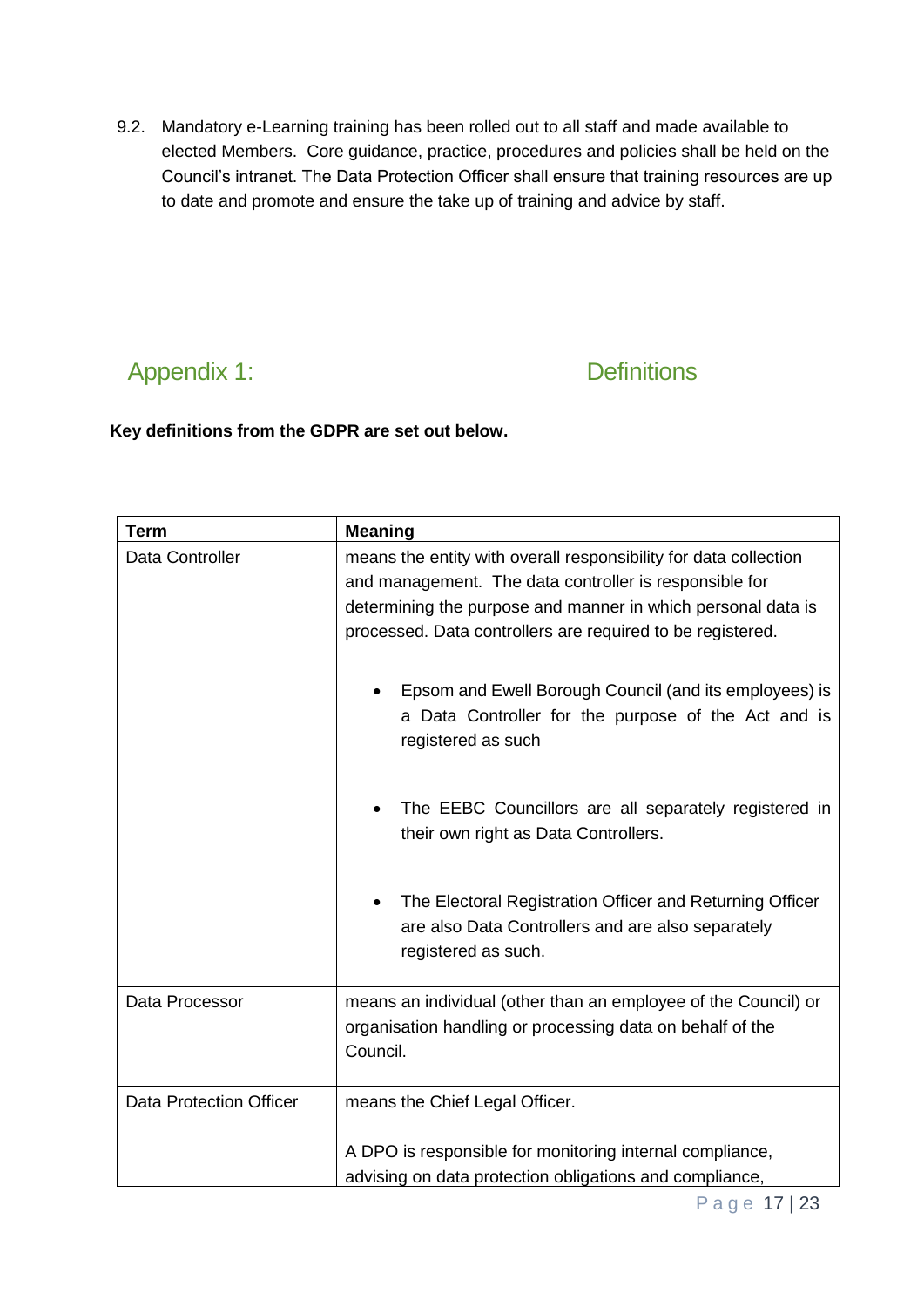9.2. Mandatory e-Learning training has been rolled out to all staff and made available to elected Members. Core guidance, practice, procedures and policies shall be held on the Council's intranet. The Data Protection Officer shall ensure that training resources are up to date and promote and ensure the take up of training and advice by staff.

## Appendix 1: Definitions

**Key definitions from the GDPR are set out below.**

| Term | Meaning |
| --- | --- |
| Data Controller | means the entity with overall responsibility for data collection and management. The data controller is responsible for determining the purpose and manner in which personal data is processed. Data controllers are required to be registered.<br><br>• Epsom and Ewell Borough Council (and its employees) is a Data Controller for the purpose of the Act and is registered as such<br><br>• The EEBC Councillors are all separately registered in their own right as Data Controllers.<br><br>• The Electoral Registration Officer and Returning Officer are also Data Controllers and are also separately registered as such. |
| Data Processor | means an individual (other than an employee of the Council) or organisation handling or processing data on behalf of the Council. |
| Data Protection Officer | means the Chief Legal Officer.<br><br>A DPO is responsible for monitoring internal compliance, advising on data protection obligations and compliance, |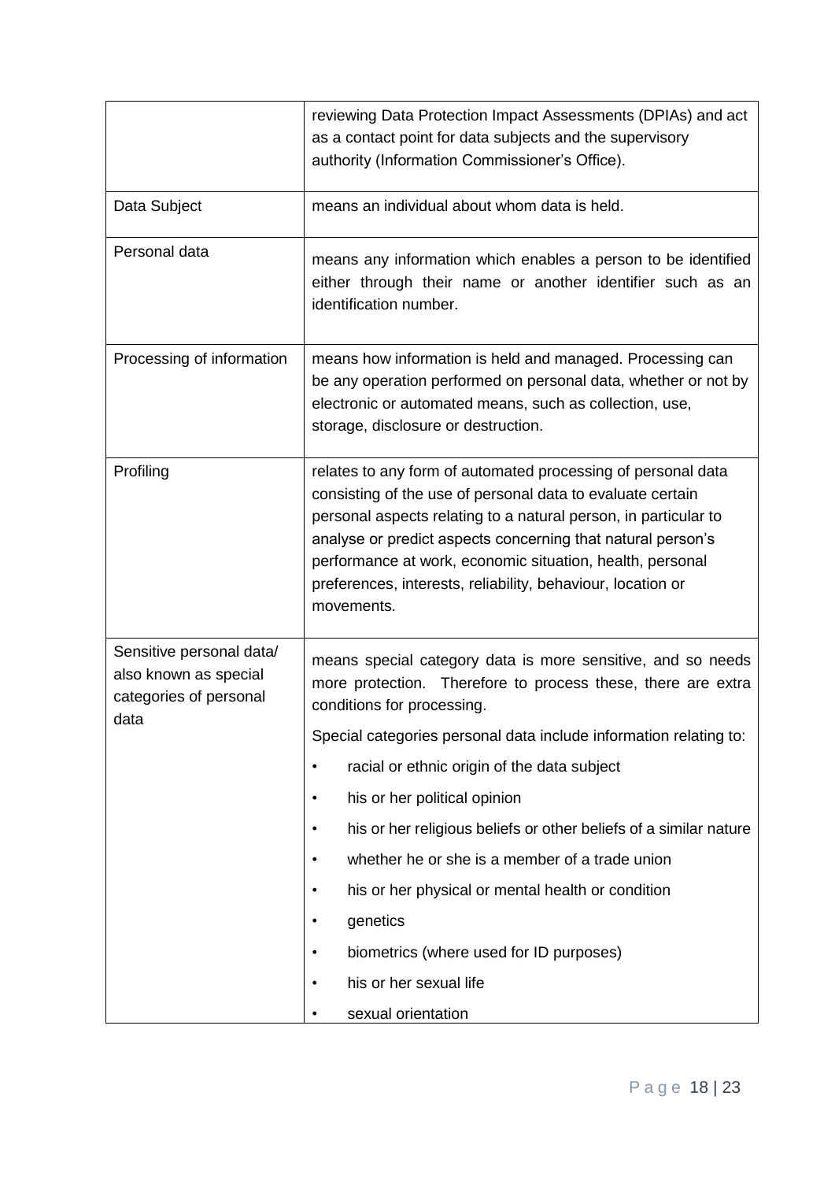| | |
|---|---|
| | reviewing Data Protection Impact Assessments (DPIAs) and act as a contact point for data subjects and the supervisory authority (Information Commissioner's Office). |
| Data Subject | means an individual about whom data is held. |
| Personal data | means any information which enables a person to be identified either through their name or another identifier such as an identification number. |
| Processing of information | means how information is held and managed. Processing can be any operation performed on personal data, whether or not by electronic or automated means, such as collection, use, storage, disclosure or destruction. |
| Profiling | relates to any form of automated processing of personal data consisting of the use of personal data to evaluate certain personal aspects relating to a natural person, in particular to analyse or predict aspects concerning that natural person's performance at work, economic situation, health, personal preferences, interests, reliability, behaviour, location or movements. |
| Sensitive personal data/ also known as special categories of personal data | means special category data is more sensitive, and so needs more protection. Therefore to process these, there are extra conditions for processing.<br>Special categories personal data include information relating to:<br>• racial or ethnic origin of the data subject<br>• his or her political opinion<br>• his or her religious beliefs or other beliefs of a similar nature<br>• whether he or she is a member of a trade union<br>• his or her physical or mental health or condition<br>• genetics<br>• biometrics (where used for ID purposes)<br>• his or her sexual life<br>• sexual orientation |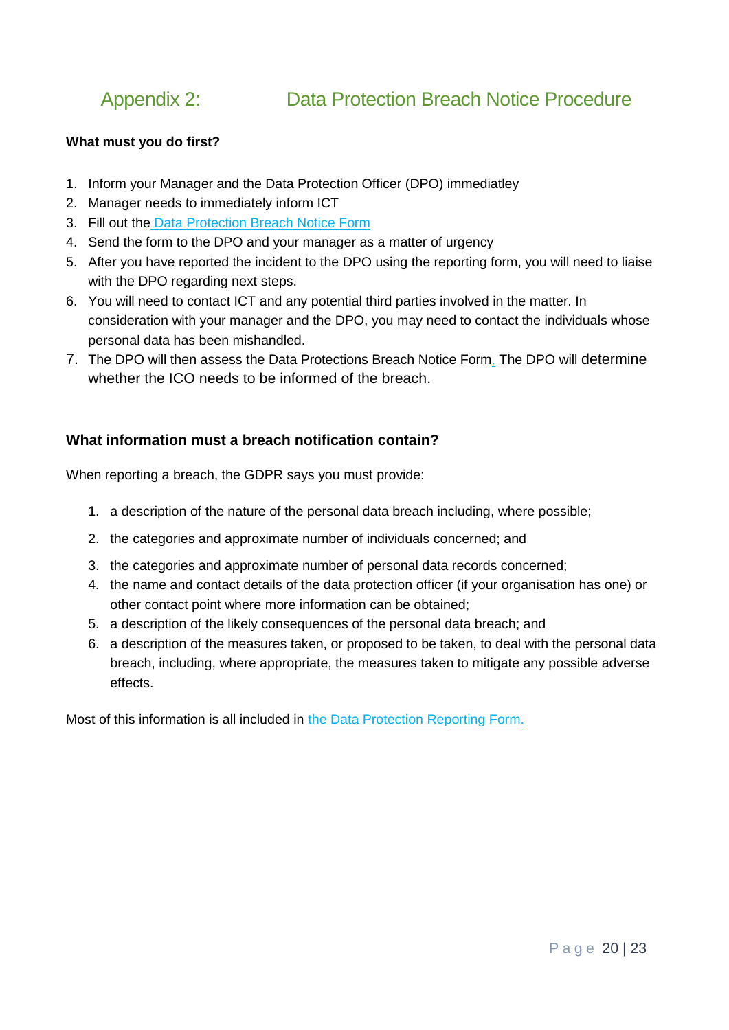## Appendix 2: Data Protection Breach Notice Procedure

**What must you do first?**

1. Inform your Manager and the Data Protection Officer (DPO) immediatley
2. Manager needs to immediately inform ICT
3. Fill out the Data Protection Breach Notice Form
4. Send the form to the DPO and your manager as a matter of urgency
5. After you have reported the incident to the DPO using the reporting form, you will need to liaise with the DPO regarding next steps.
6. You will need to contact ICT and any potential third parties involved in the matter. In consideration with your manager and the DPO, you may need to contact the individuals whose personal data has been mishandled.
7. The DPO will then assess the Data Protections Breach Notice Form. The DPO will determine whether the ICO needs to be informed of the breach.

### What information must a breach notification contain?

When reporting a breach, the GDPR says you must provide:

1. a description of the nature of the personal data breach including, where possible;
2. the categories and approximate number of individuals concerned; and
3. the categories and approximate number of personal data records concerned;
4. the name and contact details of the data protection officer (if your organisation has one) or other contact point where more information can be obtained;
5. a description of the likely consequences of the personal data breach; and
6. a description of the measures taken, or proposed to be taken, to deal with the personal data breach, including, where appropriate, the measures taken to mitigate any possible adverse effects.

Most of this information is all included in the Data Protection Reporting Form.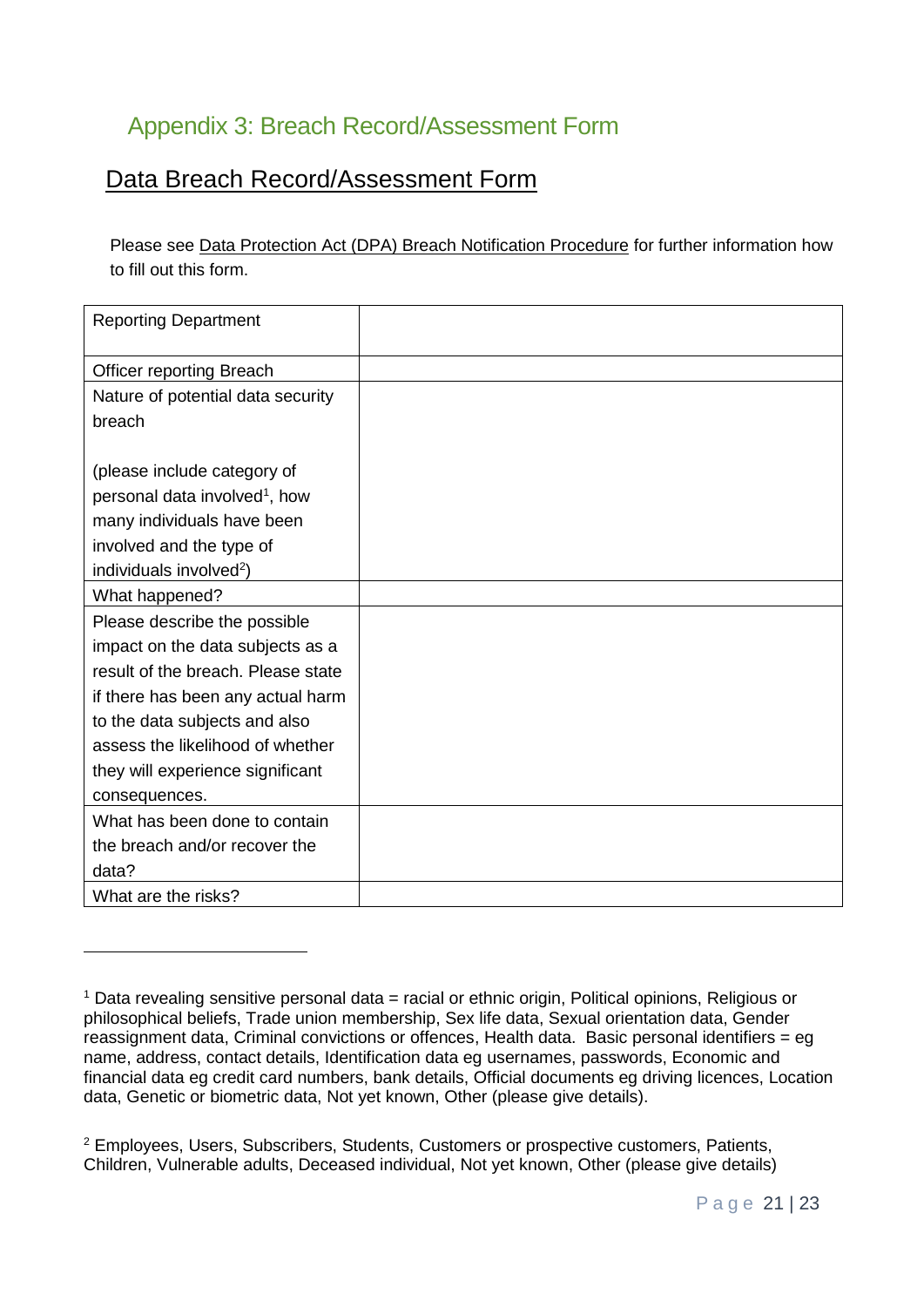## Appendix 3: Breach Record/Assessment Form

### Data Breach Record/Assessment Form

Please see Data Protection Act (DPA) Breach Notification Procedure for further information how to fill out this form.

| | |
|---|---|
| Reporting Department | |
| Officer reporting Breach | |
| Nature of potential data security breach<br><br>(please include category of personal data involved[1], how many individuals have been involved and the type of individuals involved[2]) | |
| What happened? | |
| Please describe the possible impact on the data subjects as a result of the breach. Please state if there has been any actual harm to the data subjects and also assess the likelihood of whether they will experience significant consequences. | |
| What has been done to contain the breach and/or recover the data? | |
| What are the risks? | |

[1] Data revealing sensitive personal data = racial or ethnic origin, Political opinions, Religious or philosophical beliefs, Trade union membership, Sex life data, Sexual orientation data, Gender reassignment data, Criminal convictions or offences, Health data. Basic personal identifiers = eg name, address, contact details, Identification data eg usernames, passwords, Economic and financial data eg credit card numbers, bank details, Official documents eg driving licences, Location data, Genetic or biometric data, Not yet known, Other (please give details).

[2] Employees, Users, Subscribers, Students, Customers or prospective customers, Patients, Children, Vulnerable adults, Deceased individual, Not yet known, Other (please give details)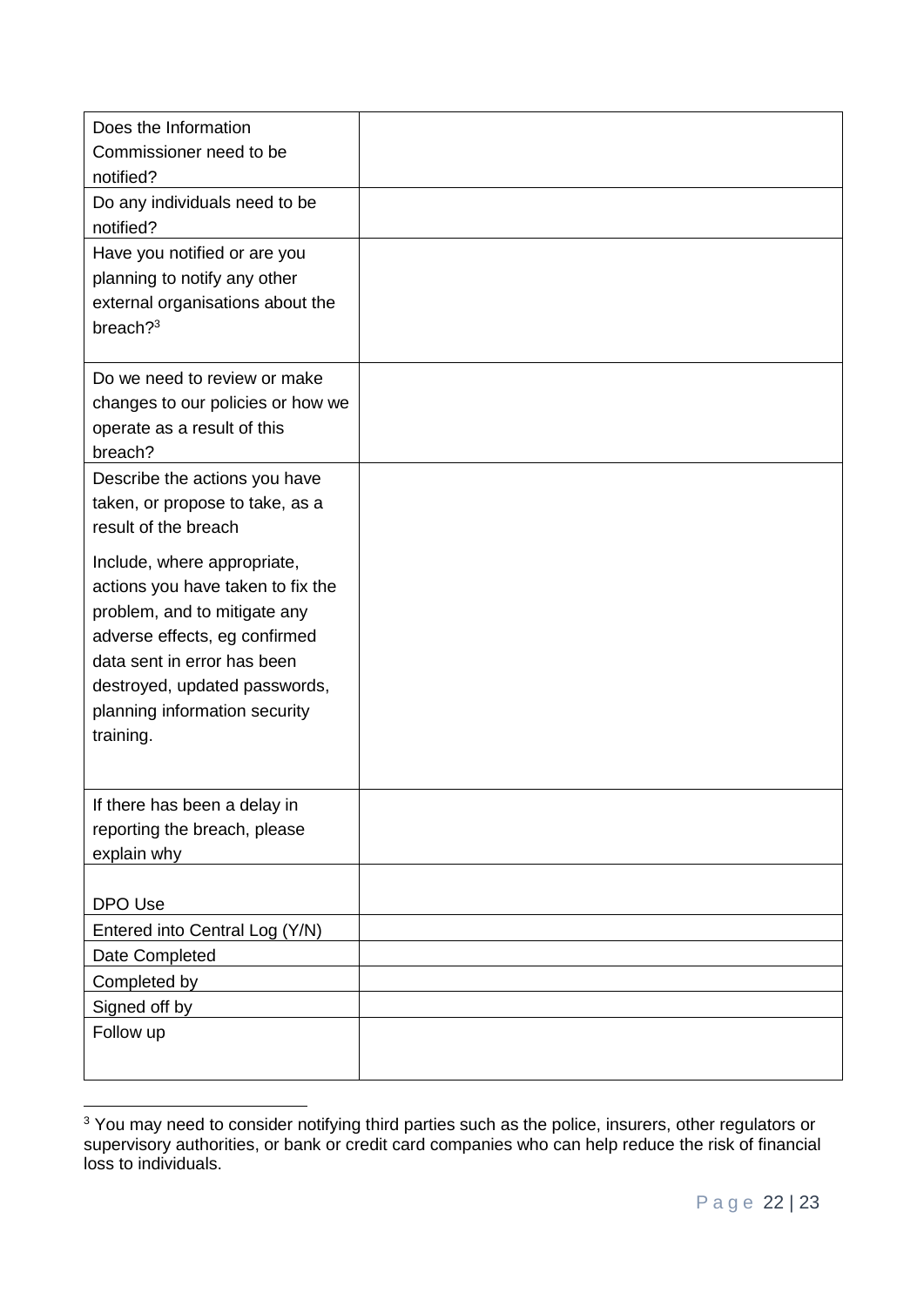| | |
|---|---|
| Does the Information Commissioner need to be notified? | |
| Do any individuals need to be notified? | |
| Have you notified or are you planning to notify any other external organisations about the breach?[3] | |
| Do we need to review or make changes to our policies or how we operate as a result of this breach? | |
| Describe the actions you have taken, or propose to take, as a result of the breach<br><br>Include, where appropriate, actions you have taken to fix the problem, and to mitigate any adverse effects, eg confirmed data sent in error has been destroyed, updated passwords, planning information security training. | |
| If there has been a delay in reporting the breach, please explain why | |
| DPO Use | |
| Entered into Central Log (Y/N) | |
| Date Completed | |
| Completed by | |
| Signed off by | |
| Follow up | |

[3] You may need to consider notifying third parties such as the police, insurers, other regulators or supervisory authorities, or bank or credit card companies who can help reduce the risk of financial loss to individuals.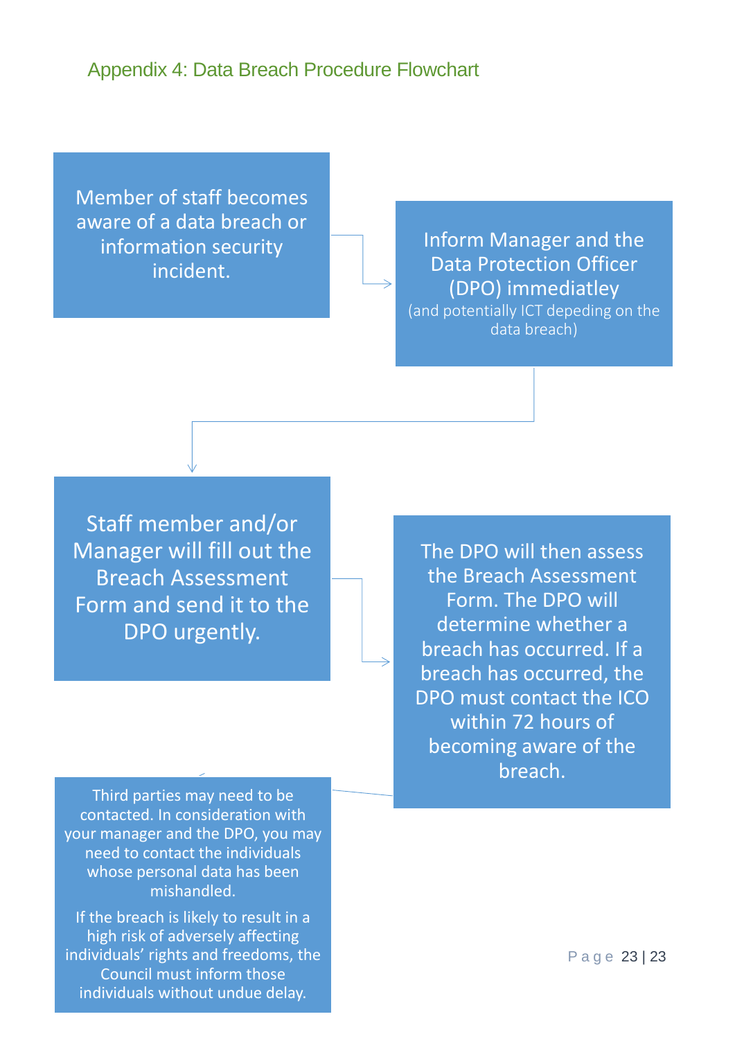## Appendix 4: Data Breach Procedure Flowchart

Member of staff becomes aware of a data breach or information security incident.

Inform Manager and the Data Protection Officer (DPO) immediatley (and potentially ICT depeding on the data breach)

Staff member and/or Manager will fill out the Breach Assessment Form and send it to the DPO urgently.

The DPO will then assess the Breach Assessment Form. The DPO will determine whether a breach has occurred. If a breach has occurred, the DPO must contact the ICO within 72 hours of becoming aware of the breach.

Third parties may need to be contacted. In consideration with your manager and the DPO, you may need to contact the individuals whose personal data has been mishandled.

If the breach is likely to result in a high risk of adversely affecting individuals' rights and freedoms, the Council must inform those individuals without undue delay.